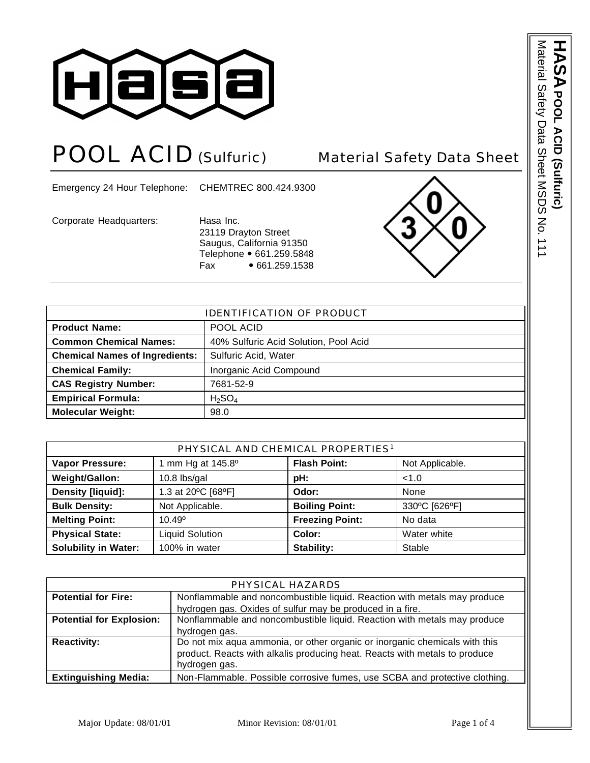# POOL ACID (Sulfuric) Material Safety Data Sheet

Emergency 24 Hour Telephone: CHEMTREC 800.424.9300

Corporate Headquarters: Hasa Inc.
23119 Drayton Street
Saugus, California 91350
Telephone • 661.259.5848
Fax • 661.259.1538

| IDENTIFICATION OF PRODUCT | |
|---|---|
| **Product Name:** | POOL ACID |
| **Common Chemical Names:** | 40% Sulfuric Acid Solution, Pool Acid |
| **Chemical Names of Ingredients:** | Sulfuric Acid, Water |
| **Chemical Family:** | Inorganic Acid Compound |
| **CAS Registry Number:** | 7681-52-9 |
| **Empirical Formula:** | $H_2SO_4$ |
| **Molecular Weight:** | 98.0 |

| PHYSICAL AND CHEMICAL PROPERTIES[1] | | | |
|---|---|---|---|
| **Vapor Pressure:** | 1 mm Hg at 145.8º | **Flash Point:** | Not Applicable. |
| **Weight/Gallon:** | 10.8 lbs/gal | **pH:** | <1.0 |
| **Density [liquid]:** | 1.3 at 20ºC [68ºF] | **Odor:** | None |
| **Bulk Density:** | Not Applicable. | **Boiling Point:** | 330ºC [626ºF] |
| **Melting Point:** | 10.49º | **Freezing Point:** | No data |
| **Physical State:** | Liquid Solution | **Color:** | Water white |
| **Solubility in Water:** | 100% in water | **Stability:** | Stable |

| PHYSICAL HAZARDS | |
|---|---|
| **Potential for Fire:** | Nonflammable and noncombustible liquid. Reaction with metals may produce hydrogen gas. Oxides of sulfur may be produced in a fire. |
| **Potential for Explosion:** | Nonflammable and noncombustible liquid. Reaction with metals may produce hydrogen gas. |
| **Reactivity:** | Do not mix aqua ammonia, or other organic or inorganic chemicals with this product. Reacts with alkalis producing heat. Reacts with metals to produce hydrogen gas. |
| **Extinguishing Media:** | Non-Flammable. Possible corrosive fumes, use SCBA and protective clothing. |

Major Update: 08/01/01 Minor Revision: 08/01/01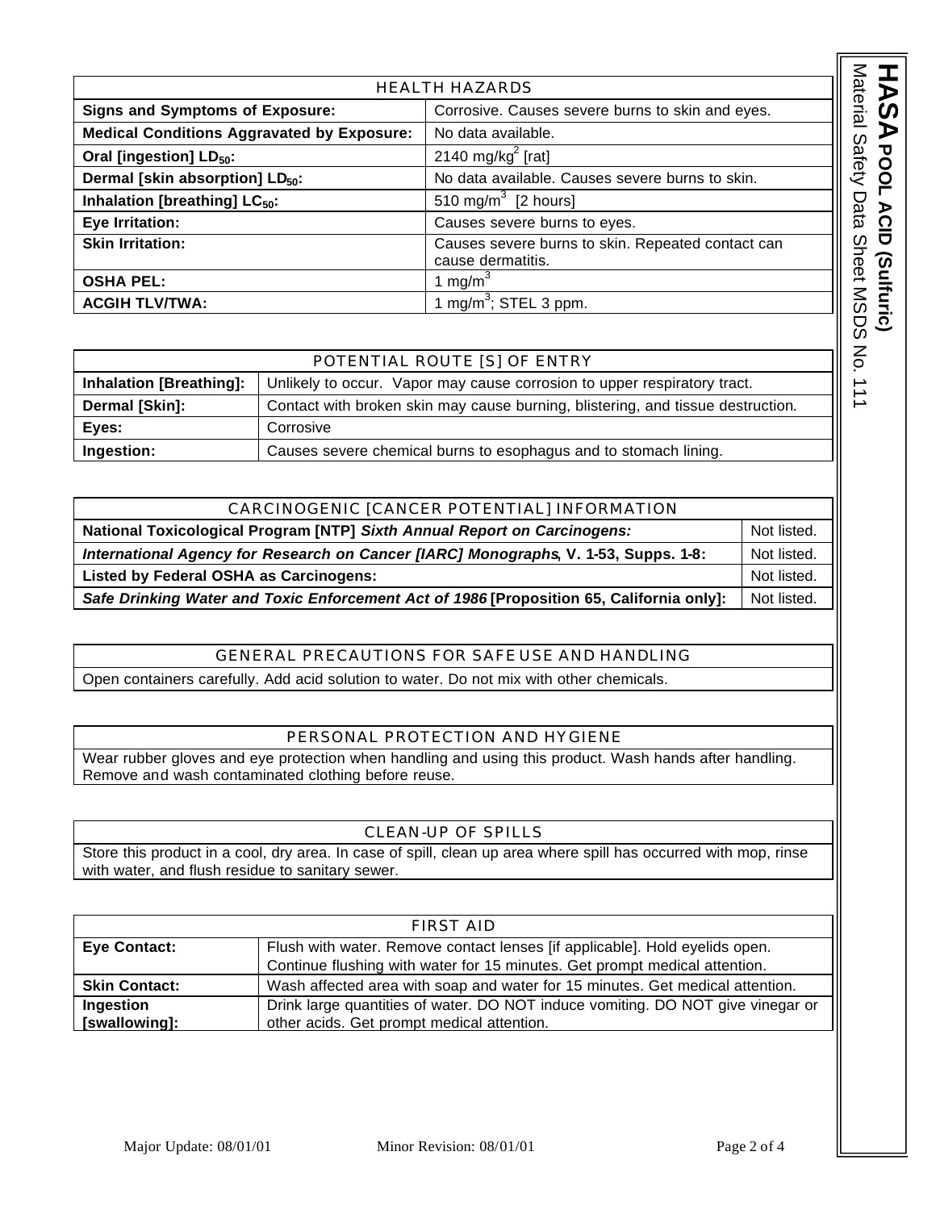| HEALTH HAZARDS | |
|---|---|
| **Signs and Symptoms of Exposure:** | Corrosive. Causes severe burns to skin and eyes. |
| **Medical Conditions Aggravated by Exposure:** | No data available. |
| **Oral [ingestion] $LD_{50}$:** | 2140 $mg/kg^2$ [rat] |
| **Dermal [skin absorption] $LD_{50}$:** | No data available. Causes severe burns to skin. |
| **Inhalation [breathing] $LC_{50}$:** | 510 $mg/m^3$ [2 hours] |
| **Eye Irritation:** | Causes severe burns to eyes. |
| **Skin Irritation:** | Causes severe burns to skin. Repeated contact can cause dermatitis. |
| **OSHA PEL:** | 1 $mg/m^3$ |
| **ACGIH TLV/TWA:** | 1 $mg/m^3$; STEL 3 ppm. |

| POTENTIAL ROUTE [S] OF ENTRY | |
|---|---|
| **Inhalation [Breathing]:** | Unlikely to occur. Vapor may cause corrosion to upper respiratory tract. |
| **Dermal [Skin]:** | Contact with broken skin may cause burning, blistering, and tissue destruction. |
| **Eyes:** | Corrosive |
| **Ingestion:** | Causes severe chemical burns to esophagus and to stomach lining. |

| CARCINOGENIC [CANCER POTENTIAL] INFORMATION | |
|---|---|
| **National Toxicological Program [NTP]** ***Sixth Annual Report on Carcinogens:*** | Not listed. |
| ***International Agency for Research on Cancer [IARC] Monographs*, V. 1-53, Supps. 1-8:** | Not listed. |
| **Listed by Federal OSHA as Carcinogens:** | Not listed. |
| ***Safe Drinking Water and Toxic Enforcement Act of 1986*** **[Proposition 65, California only]:** | Not listed. |

## GENERAL PRECAUTIONS FOR SAFE USE AND HANDLING

Open containers carefully. Add acid solution to water. Do not mix with other chemicals.

## PERSONAL PROTECTION AND HYGIENE

Wear rubber gloves and eye protection when handling and using this product. Wash hands after handling. Remove and wash contaminated clothing before reuse.

## CLEAN-UP OF SPILLS

Store this product in a cool, dry area. In case of spill, clean up area where spill has occurred with mop, rinse with water, and flush residue to sanitary sewer.

| FIRST AID | |
|---|---|
| **Eye Contact:** | Flush with water. Remove contact lenses [if applicable]. Hold eyelids open. Continue flushing with water for 15 minutes. Get prompt medical attention. |
| **Skin Contact:** | Wash affected area with soap and water for 15 minutes. Get medical attention. |
| **Ingestion [swallowing]:** | Drink large quantities of water. DO NOT induce vomiting. DO NOT give vinegar or other acids. Get prompt medical attention. |

Major Update: 08/01/01 Minor Revision: 08/01/01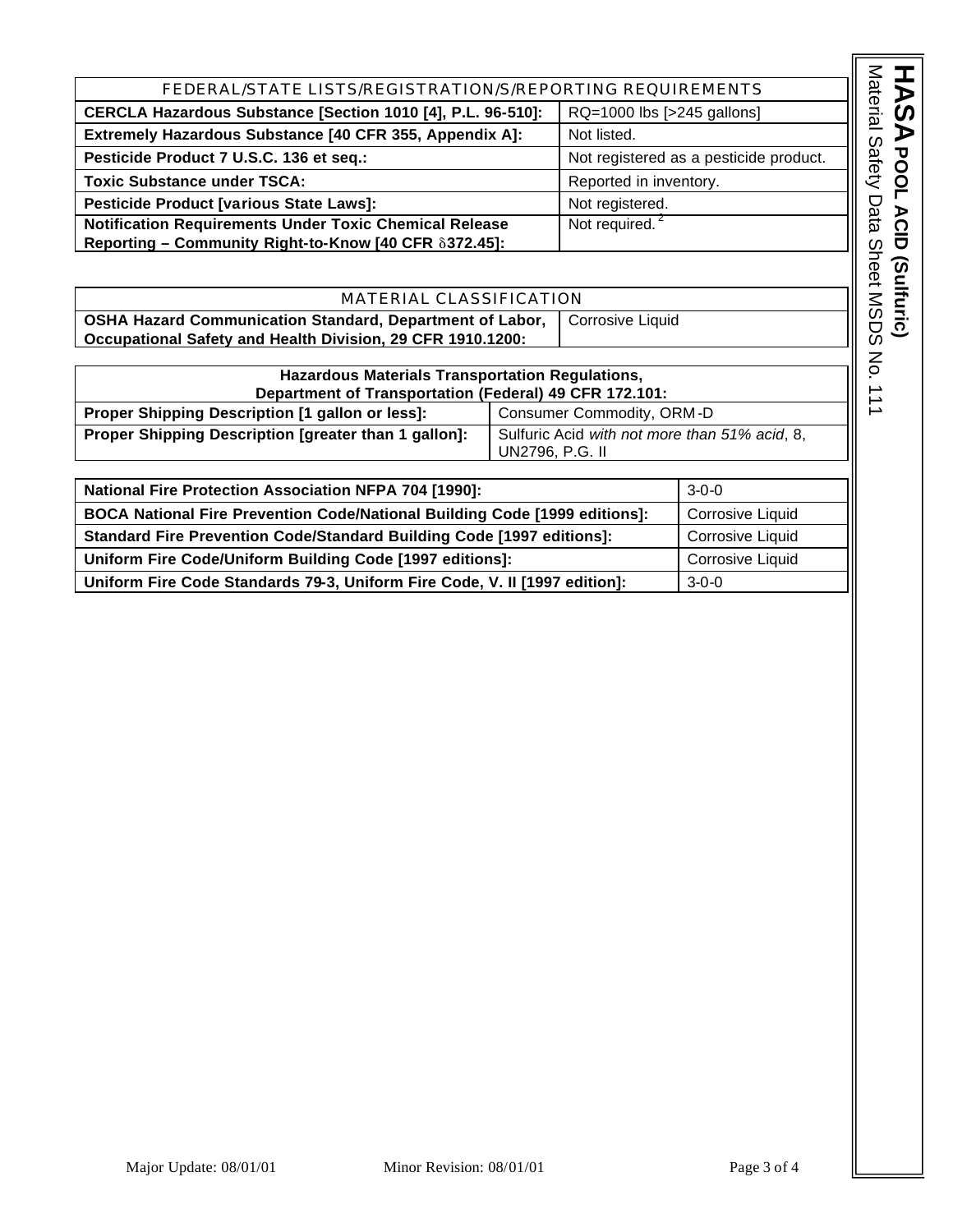| FEDERAL/STATE LISTS/REGISTRATION/S/REPORTING REQUIREMENTS | |
|---|---|
| **CERCLA Hazardous Substance [Section 1010 [4], P.L. 96-510]:** | RQ=1000 lbs [>245 gallons] |
| **Extremely Hazardous Substance [40 CFR 355, Appendix A]:** | Not listed. |
| **Pesticide Product 7 U.S.C. 136 et seq.:** | Not registered as a pesticide product. |
| **Toxic Substance under TSCA:** | Reported in inventory. |
| **Pesticide Product [various State Laws]:** | Not registered. |
| **Notification Requirements Under Toxic Chemical Release Reporting – Community Right-to-Know [40 CFR δ372.45]:** | Not required.[2] |

| MATERIAL CLASSIFICATION | |
|---|---|
| **OSHA Hazard Communication Standard, Department of Labor, Occupational Safety and Health Division, 29 CFR 1910.1200:** | Corrosive Liquid |

| Hazardous Materials Transportation Regulations, Department of Transportation (Federal) 49 CFR 172.101: | |
|---|---|
| **Proper Shipping Description [1 gallon or less]:** | Consumer Commodity, ORM-D |
| **Proper Shipping Description [greater than 1 gallon]:** | Sulfuric Acid *with not more than 51% acid*, 8, UN2796, P.G. II |

| | |
|---|---|
| **National Fire Protection Association NFPA 704 [1990]:** | 3-0-0 |
| **BOCA National Fire Prevention Code/National Building Code [1999 editions]:** | Corrosive Liquid |
| **Standard Fire Prevention Code/Standard Building Code [1997 editions]:** | Corrosive Liquid |
| **Uniform Fire Code/Uniform Building Code [1997 editions]:** | Corrosive Liquid |
| **Uniform Fire Code Standards 79-3, Uniform Fire Code, V. II [1997 edition]:** | 3-0-0 |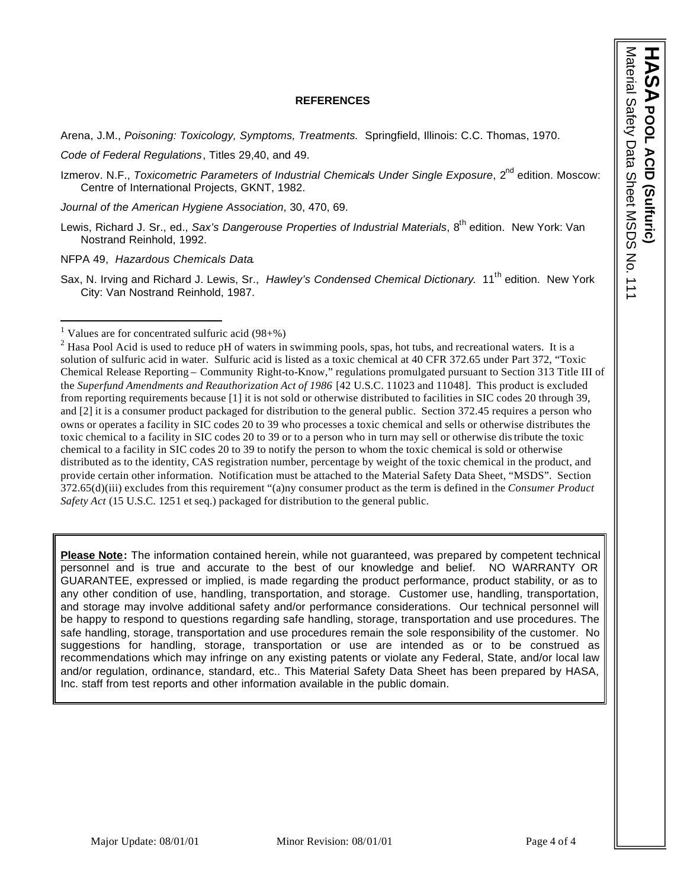## REFERENCES

Arena, J.M., *Poisoning: Toxicology, Symptoms, Treatments.* Springfield, Illinois: C.C. Thomas, 1970.

*Code of Federal Regulations*, Titles 29,40, and 49.

Izmerov. N.F., *Toxicometric Parameters of Industrial Chemicals Under Single Exposure*, 2nd edition. Moscow: Centre of International Projects, GKNT, 1982.

*Journal of the American Hygiene Association*, 30, 470, 69.

Lewis, Richard J. Sr., ed., *Sax's Dangerouse Properties of Industrial Materials*, 8th edition. New York: Van Nostrand Reinhold, 1992.

NFPA 49, *Hazardous Chemicals Data*.

Sax, N. Irving and Richard J. Lewis, Sr., *Hawley's Condensed Chemical Dictionary.* 11th edition. New York City: Van Nostrand Reinhold, 1987.

---

[1] Values are for concentrated sulfuric acid (98+%)

[2] Hasa Pool Acid is used to reduce pH of waters in swimming pools, spas, hot tubs, and recreational waters. It is a solution of sulfuric acid in water. Sulfuric acid is listed as a toxic chemical at 40 CFR 372.65 under Part 372, "Toxic Chemical Release Reporting – Community Right-to-Know," regulations promulgated pursuant to Section 313 Title III of the *Superfund Amendments and Reauthorization Act of 1986* [42 U.S.C. 11023 and 11048]. This product is excluded from reporting requirements because [1] it is not sold or otherwise distributed to facilities in SIC codes 20 through 39, and [2] it is a consumer product packaged for distribution to the general public. Section 372.45 requires a person who owns or operates a facility in SIC codes 20 to 39 who processes a toxic chemical and sells or otherwise distributes the toxic chemical to a facility in SIC codes 20 to 39 or to a person who in turn may sell or otherwise distribute the toxic chemical to a facility in SIC codes 20 to 39 to notify the person to whom the toxic chemical is sold or otherwise distributed as to the identity, CAS registration number, percentage by weight of the toxic chemical in the product, and provide certain other information. Notification must be attached to the Material Safety Data Sheet, "MSDS". Section 372.65(d)(iii) excludes from this requirement "(a)ny consumer product as the term is defined in the *Consumer Product Safety Act* (15 U.S.C. 1251 et seq.) packaged for distribution to the general public.

**Please Note:** The information contained herein, while not guaranteed, was prepared by competent technical personnel and is true and accurate to the best of our knowledge and belief. NO WARRANTY OR GUARANTEE, expressed or implied, is made regarding the product performance, product stability, or as to any other condition of use, handling, transportation, and storage. Customer use, handling, transportation, and storage may involve additional safety and/or performance considerations. Our technical personnel will be happy to respond to questions regarding safe handling, storage, transportation and use procedures. The safe handling, storage, transportation and use procedures remain the sole responsibility of the customer. No suggestions for handling, storage, transportation or use are intended as or to be construed as recommendations which may infringe on any existing patents or violate any Federal, State, and/or local law and/or regulation, ordinance, standard, etc.. This Material Safety Data Sheet has been prepared by HASA, Inc. staff from test reports and other information available in the public domain.

Major Update: 08/01/01 Minor Revision: 08/01/01